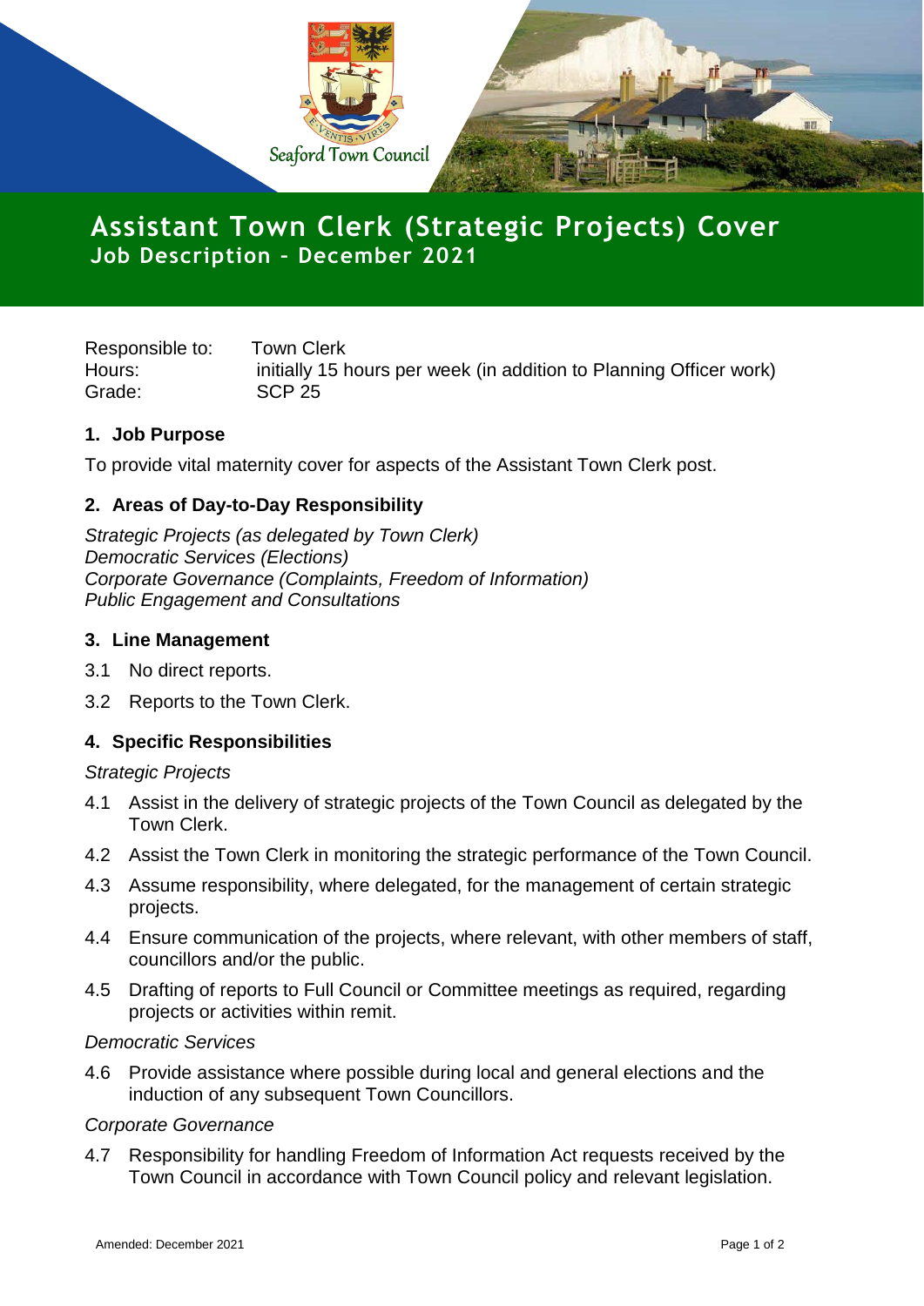Seaford Town Council

# Assistant Town Clerk (Strategic Projects) Cover

## Job Description – December 2021

Responsible to: Town Clerk
Hours: initially 15 hours per week (in addition to Planning Officer work)
Grade: SCP 25

### 1. Job Purpose

To provide vital maternity cover for aspects of the Assistant Town Clerk post.

### 2. Areas of Day-to-Day Responsibility

*Strategic Projects (as delegated by Town Clerk)*
*Democratic Services (Elections)*
*Corporate Governance (Complaints, Freedom of Information)*
*Public Engagement and Consultations*

### 3. Line Management

3.1 No direct reports.

3.2 Reports to the Town Clerk.

### 4. Specific Responsibilities

*Strategic Projects*

4.1 Assist in the delivery of strategic projects of the Town Council as delegated by the Town Clerk.

4.2 Assist the Town Clerk in monitoring the strategic performance of the Town Council.

4.3 Assume responsibility, where delegated, for the management of certain strategic projects.

4.4 Ensure communication of the projects, where relevant, with other members of staff, councillors and/or the public.

4.5 Drafting of reports to Full Council or Committee meetings as required, regarding projects or activities within remit.

*Democratic Services*

4.6 Provide assistance where possible during local and general elections and the induction of any subsequent Town Councillors.

*Corporate Governance*

4.7 Responsibility for handling Freedom of Information Act requests received by the Town Council in accordance with Town Council policy and relevant legislation.

Amended: December 2021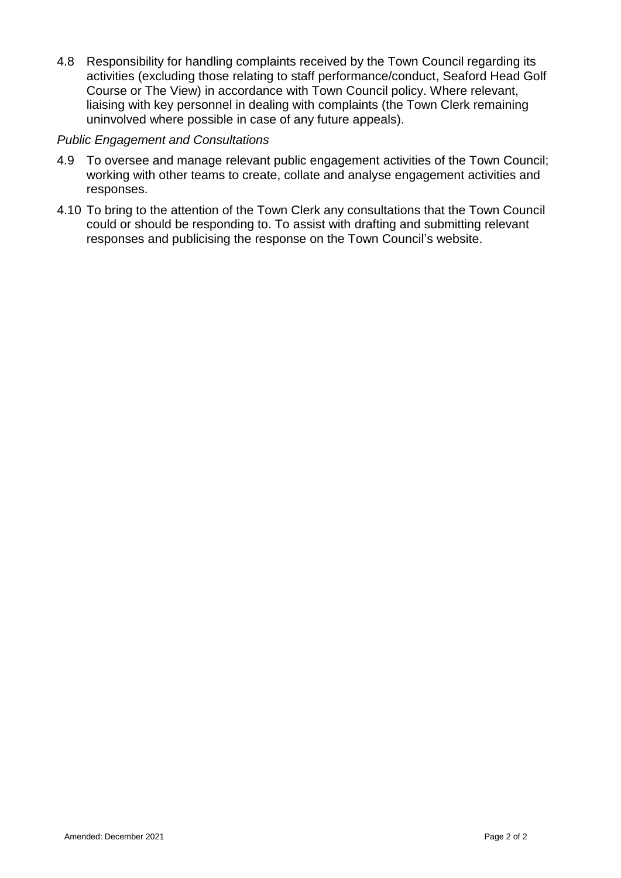4.8 Responsibility for handling complaints received by the Town Council regarding its activities (excluding those relating to staff performance/conduct, Seaford Head Golf Course or The View) in accordance with Town Council policy. Where relevant, liaising with key personnel in dealing with complaints (the Town Clerk remaining uninvolved where possible in case of any future appeals).

*Public Engagement and Consultations*

4.9 To oversee and manage relevant public engagement activities of the Town Council; working with other teams to create, collate and analyse engagement activities and responses.

4.10 To bring to the attention of the Town Clerk any consultations that the Town Council could or should be responding to. To assist with drafting and submitting relevant responses and publicising the response on the Town Council's website.

Amended: December 2021